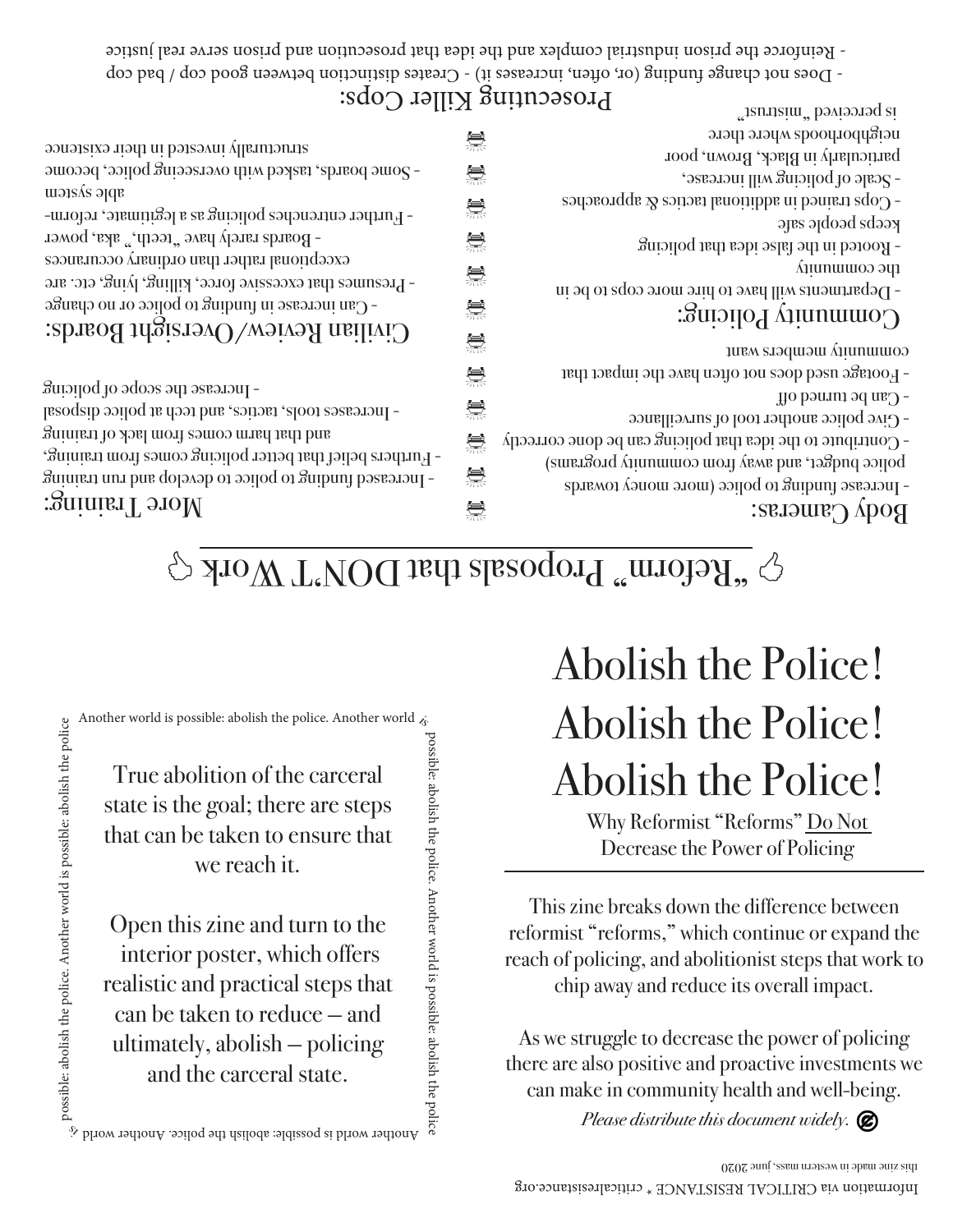# Abolish the Police! Abolish the Police! Abolish the Police!

## Why Reformist "Reforms" Do Not Decrease the Power of Policing

This zine breaks down the difference between reformist "reforms," which continue or expand the reach of policing, and abolitionist steps that work to chip away and reduce its overall impact.

As we struggle to decrease the power of policing there are also positive and proactive investments we can make in community health and well-being.

*Please distribute this document widely.*

Information via CRITICAL RESISTANCE * criticalresistance.org

this zine made in western mass, june 2020

---

Another world is possible: abolish the police. Another world is possible: abolish the police. Another world is possible: abolish the police. Another world is possible: abolish the police.

True abolition of the carceral state is the goal; there are steps that can be taken to ensure that we reach it.

Open this zine and turn to the interior poster, which offers realistic and practical steps that can be taken to reduce – and ultimately, abolish – policing and the carceral state.

---

## "Reform" Proposals that DON'T Work

### Body Cameras:

- Increase funding to police (more money towards police budget, and away from community programs)
- Contribute to the idea that policing can be done correctly
- Give police another tool of surveillance
- Can be turned off
- Footage used does not often have the impact that community members want

### Community Policing:

- Departments will have to hire more cops to be in the community
- Rooted in the false idea that policing keeps people safe
- Cops trained in additional tactics & approaches
- Scale of policing will increase, particularly in Black, Brown, poor neighborhoods where there is perceived "mistrust"

### More Training:

- Increased funding to police to develop and run training
- Furthers belief that better policing comes from training, and that harm comes from lack of training
- Increases tools, tactics, and tech at police disposal
- Increase the scope of policing

### Civilian Review/Oversight Boards:

- Can increase in funding to police or no change
- Presumes that excessive force, killing, lying, etc. are exceptional rather than ordinary occurances
- Boards rarely have "teeth," aka, power
- Further entrenches policing as a legitimate, reform-able system
- Some boards, tasked with overseeing police, become structurally invested in their existence

### Prosecuting Killer Cops:

- Does not change funding (or, often, increases it) - Creates distinction between good cop / bad cop
- Reinforce the prison industrial complex and the idea that prosecution and prison serve real justice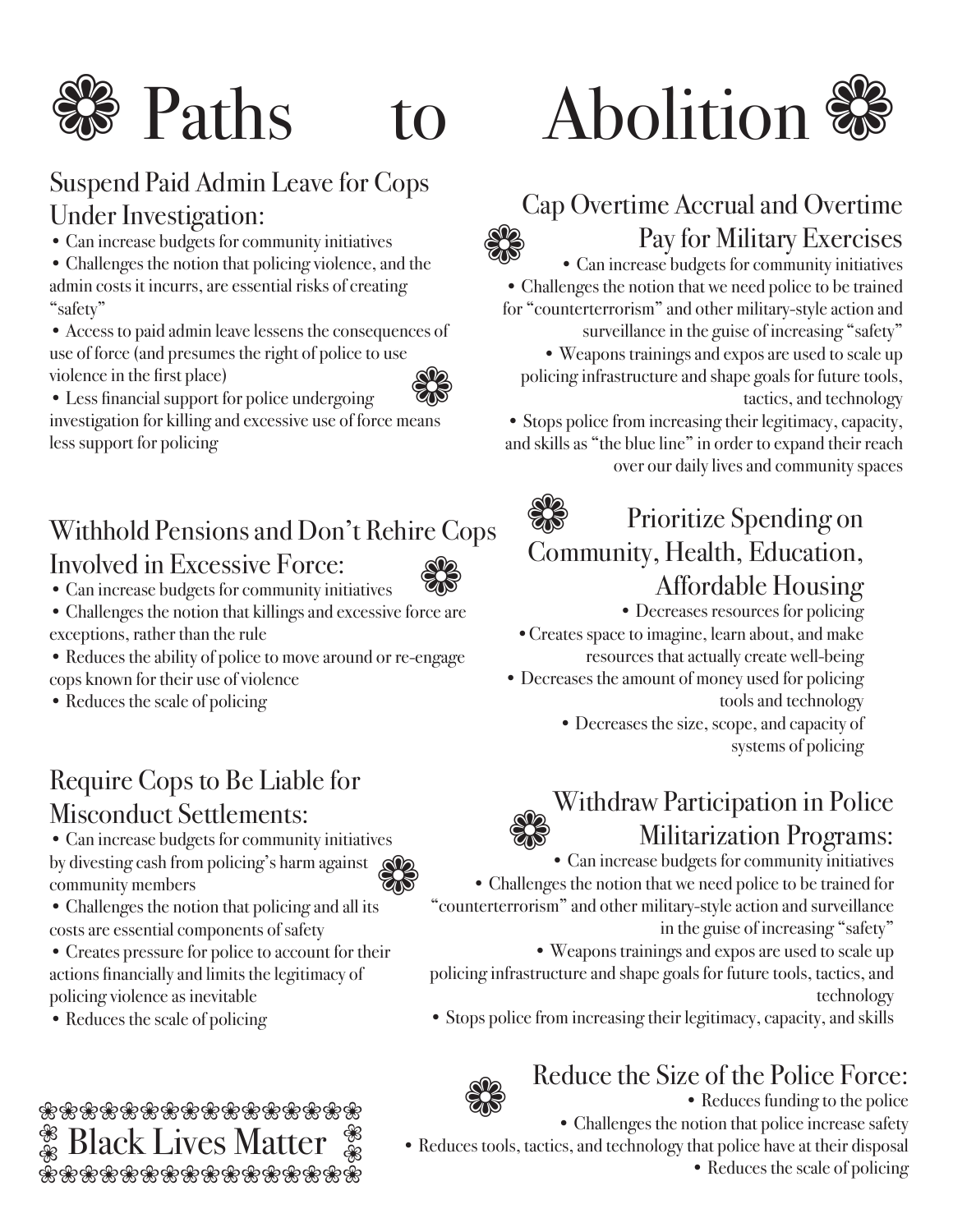# Paths to Abolition

## Suspend Paid Admin Leave for Cops Under Investigation:

- Can increase budgets for community initiatives
- Challenges the notion that policing violence, and the admin costs it incurrs, are essential risks of creating "safety"
- Access to paid admin leave lessens the consequences of use of force (and presumes the right of police to use violence in the first place)
- Less financial support for police undergoing investigation for killing and excessive use of force means less support for policing

## Withhold Pensions and Don't Rehire Cops Involved in Excessive Force:

- Can increase budgets for community initiatives
- Challenges the notion that killings and excessive force are exceptions, rather than the rule
- Reduces the ability of police to move around or re-engage cops known for their use of violence
- Reduces the scale of policing

## Require Cops to Be Liable for Misconduct Settlements:

- Can increase budgets for community initiatives by divesting cash from policing's harm against community members
- Challenges the notion that policing and all its costs are essential components of safety
- Creates pressure for police to account for their actions financially and limits the legitimacy of policing violence as inevitable
- Reduces the scale of policing

## Cap Overtime Accrual and Overtime Pay for Military Exercises

- Can increase budgets for community initiatives
- Challenges the notion that we need police to be trained for "counterterrorism" and other military-style action and surveillance in the guise of increasing "safety"
- Weapons trainings and expos are used to scale up policing infrastructure and shape goals for future tools, tactics, and technology
- Stops police from increasing their legitimacy, capacity, and skills as "the blue line" in order to expand their reach over our daily lives and community spaces

## Prioritize Spending on Community, Health, Education, Affordable Housing

- Decreases resources for policing
- Creates space to imagine, learn about, and make resources that actually create well-being
- Decreases the amount of money used for policing tools and technology
- Decreases the size, scope, and capacity of systems of policing

## Withdraw Participation in Police Militarization Programs:

- Can increase budgets for community initiatives
- Challenges the notion that we need police to be trained for "counterterrorism" and other military-style action and surveillance in the guise of increasing "safety"
- Weapons trainings and expos are used to scale up policing infrastructure and shape goals for future tools, tactics, and technology
- Stops police from increasing their legitimacy, capacity, and skills

## Reduce the Size of the Police Force:

- Reduces funding to the police
- Challenges the notion that police increase safety
- Reduces tools, tactics, and technology that police have at their disposal
- Reduces the scale of policing

Black Lives Matter